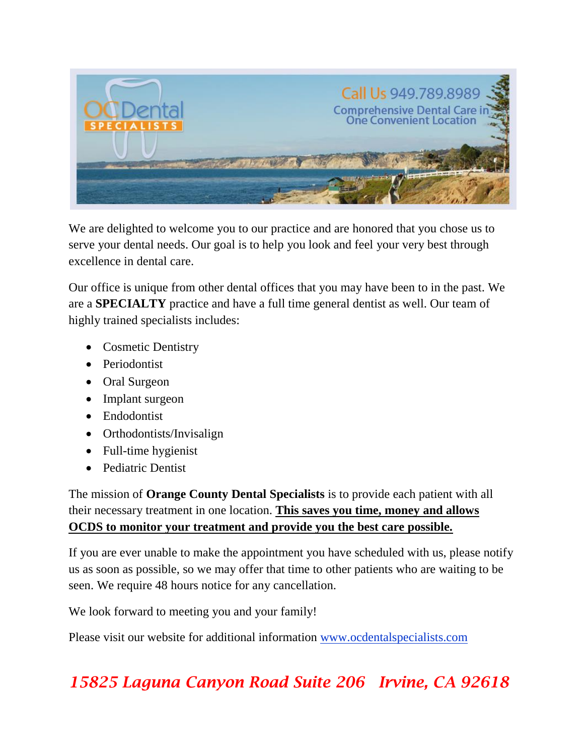OC Dental SPECIALISTS

Call Us 949.789.8989

Comprehensive Dental Care in One Convenient Location

We are delighted to welcome you to our practice and are honored that you chose us to serve your dental needs. Our goal is to help you look and feel your very best through excellence in dental care.

Our office is unique from other dental offices that you may have been to in the past. We are a **SPECIALTY** practice and have a full time general dentist as well. Our team of highly trained specialists includes:

- Cosmetic Dentistry
- Periodontist
- Oral Surgeon
- Implant surgeon
- Endodontist
- Orthodontists/Invisalign
- Full-time hygienist
- Pediatric Dentist

The mission of **Orange County Dental Specialists** is to provide each patient with all their necessary treatment in one location. **This saves you time, money and allows OCDS to monitor your treatment and provide you the best care possible.**

If you are ever unable to make the appointment you have scheduled with us, please notify us as soon as possible, so we may offer that time to other patients who are waiting to be seen. We require 48 hours notice for any cancellation.

We look forward to meeting you and your family!

Please visit our website for additional information [www.ocdentalspecialists.com](http://www.ocdentalspecialists.com)

***15825 Laguna Canyon Road Suite 206   Irvine, CA 92618***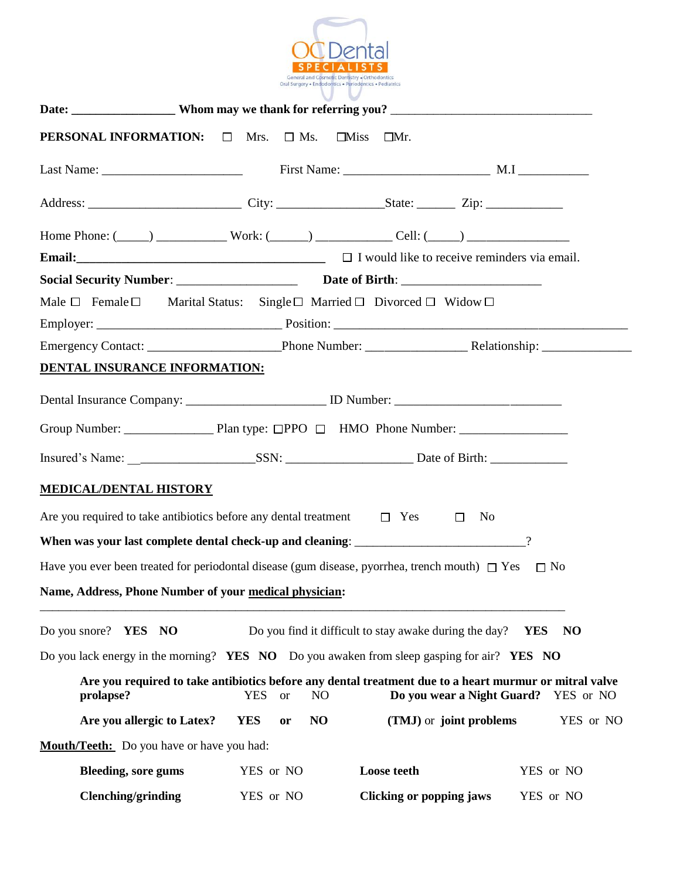OC Dental SPECIALISTS
General and Cosmetic Dentistry • Orthodontics
Oral Surgery • Endodontics • Periodontics • Pediatrics

**Date:** ________________ **Whom may we thank for referring you?** ________________________________

**PERSONAL INFORMATION:** ☐ Mrs. ☐ Ms. ☐Miss ☐Mr.

Last Name: ______________________ First Name: ______________________ M.I ___________

Address: _______________________ City: ________________State: ______ Zip: ___________

Home Phone: (_____) __________ Work: (______) ___________ Cell: (_____) _______________

**Email:**________________________________________ ☐ I would like to receive reminders via email.

**Social Security Number**: __________________ **Date of Birth**: _____________________

Male ☐ Female ☐ Marital Status: Single ☐ Married ☐ Divorced ☐ Widow ☐

Employer: ____________________________ Position: ___________________________________________

Emergency Contact: ____________________Phone Number: _______________ Relationship: ______________

**DENTAL INSURANCE INFORMATION:**

Dental Insurance Company: _____________________ ID Number: _________________________

Group Number: ______________ Plan type: ☐PPO ☐ HMO Phone Number: ________________

Insured's Name: __________________SSN: ___________________ Date of Birth: ____________

**MEDICAL/DENTAL HISTORY**

Are you required to take antibiotics before any dental treatment ☐ Yes ☐ No

**When was your last complete dental check-up and cleaning**: __________________________?

Have you ever been treated for periodontal disease (gum disease, pyorrhea, trench mouth) ☐ Yes ☐ No

**Name, Address, Phone Number of your medical physician:**

________________________________________________________________________________

Do you snore? **YES NO** Do you find it difficult to stay awake during the day? **YES NO**

Do you lack energy in the morning? **YES NO** Do you awaken from sleep gasping for air? **YES NO**

**Are you required to take antibiotics before any dental treatment due to a heart murmur or mitral valve prolapse?** YES or NO **Do you wear a Night Guard?** YES or NO

**Are you allergic to Latex? YES or NO** **(TMJ)** or **joint problems** YES or NO

**Mouth/Teeth:** Do you have or have you had:

**Bleeding, sore gums** YES or NO **Loose teeth** YES or NO

**Clenching/grinding** YES or NO **Clicking or popping jaws** YES or NO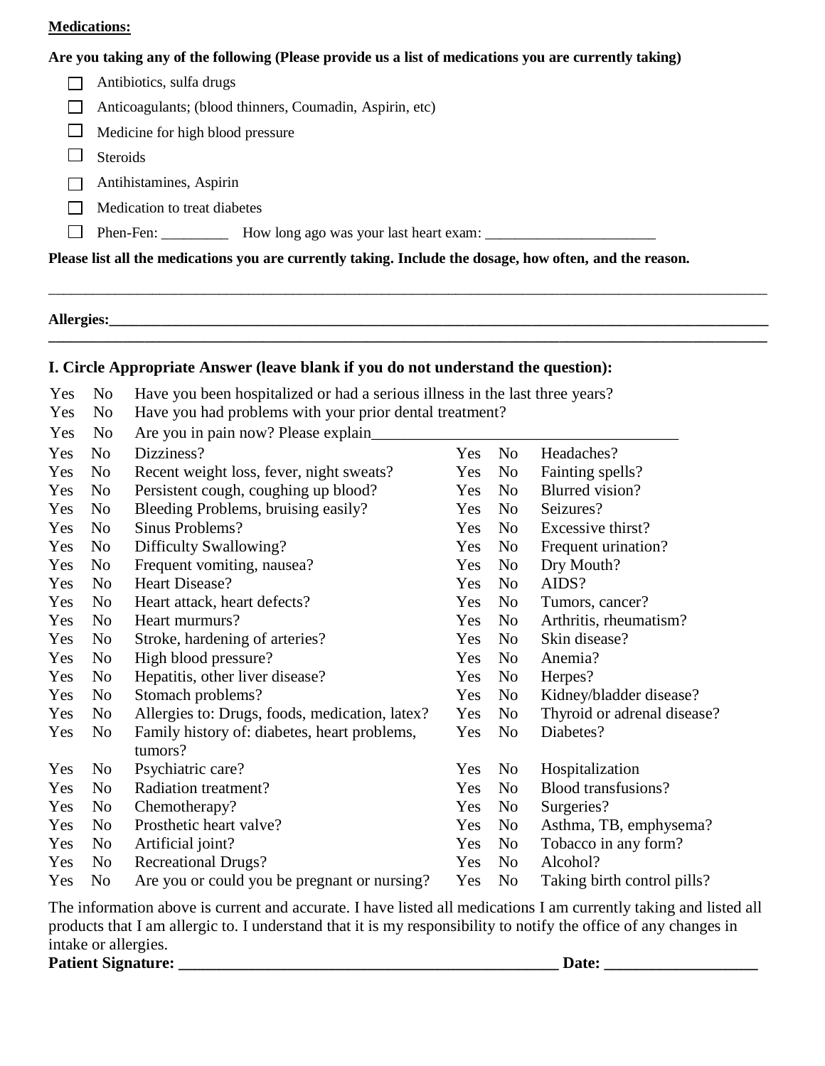**Medications:**

**Are you taking any of the following (Please provide us a list of medications you are currently taking)**

- ☐ Antibiotics, sulfa drugs
- ☐ Anticoagulants; (blood thinners, Coumadin, Aspirin, etc)
- ☐ Medicine for high blood pressure
- ☐ Steroids
- ☐ Antihistamines, Aspirin
- ☐ Medication to treat diabetes
- ☐ Phen-Fen: _________ How long ago was your last heart exam: _______________________

**Please list all the medications you are currently taking. Include the dosage, how often, and the reason.**

_______________________________________________________________________________________________

**Allergies:______________________________________________________________________________________**

**_______________________________________________________________________________________________**

### I. Circle Appropriate Answer (leave blank if you do not understand the question):

Yes No Have you been hospitalized or had a serious illness in the last three years?

Yes No Have you had problems with your prior dental treatment?

Yes No Are you in pain now? Please explain_____________________________________

| | | | | | |
|---|---|---|---|---|---|
| Yes | No | Dizziness? | Yes | No | Headaches? |
| Yes | No | Recent weight loss, fever, night sweats? | Yes | No | Fainting spells? |
| Yes | No | Persistent cough, coughing up blood? | Yes | No | Blurred vision? |
| Yes | No | Bleeding Problems, bruising easily? | Yes | No | Seizures? |
| Yes | No | Sinus Problems? | Yes | No | Excessive thirst? |
| Yes | No | Difficulty Swallowing? | Yes | No | Frequent urination? |
| Yes | No | Frequent vomiting, nausea? | Yes | No | Dry Mouth? |
| Yes | No | Heart Disease? | Yes | No | AIDS? |
| Yes | No | Heart attack, heart defects? | Yes | No | Tumors, cancer? |
| Yes | No | Heart murmurs? | Yes | No | Arthritis, rheumatism? |
| Yes | No | Stroke, hardening of arteries? | Yes | No | Skin disease? |
| Yes | No | High blood pressure? | Yes | No | Anemia? |
| Yes | No | Hepatitis, other liver disease? | Yes | No | Herpes? |
| Yes | No | Stomach problems? | Yes | No | Kidney/bladder disease? |
| Yes | No | Allergies to: Drugs, foods, medication, latex? | Yes | No | Thyroid or adrenal disease? |
| Yes | No | Family history of: diabetes, heart problems, tumors? | Yes | No | Diabetes? |
| Yes | No | Psychiatric care? | Yes | No | Hospitalization |
| Yes | No | Radiation treatment? | Yes | No | Blood transfusions? |
| Yes | No | Chemotherapy? | Yes | No | Surgeries? |
| Yes | No | Prosthetic heart valve? | Yes | No | Asthma, TB, emphysema? |
| Yes | No | Artificial joint? | Yes | No | Tobacco in any form? |
| Yes | No | Recreational Drugs? | Yes | No | Alcohol? |
| Yes | No | Are you or could you be pregnant or nursing? | Yes | No | Taking birth control pills? |

The information above is current and accurate. I have listed all medications I am currently taking and listed all products that I am allergic to. I understand that it is my responsibility to notify the office of any changes in intake or allergies.

**Patient Signature: ________________________________________________ Date: __________________**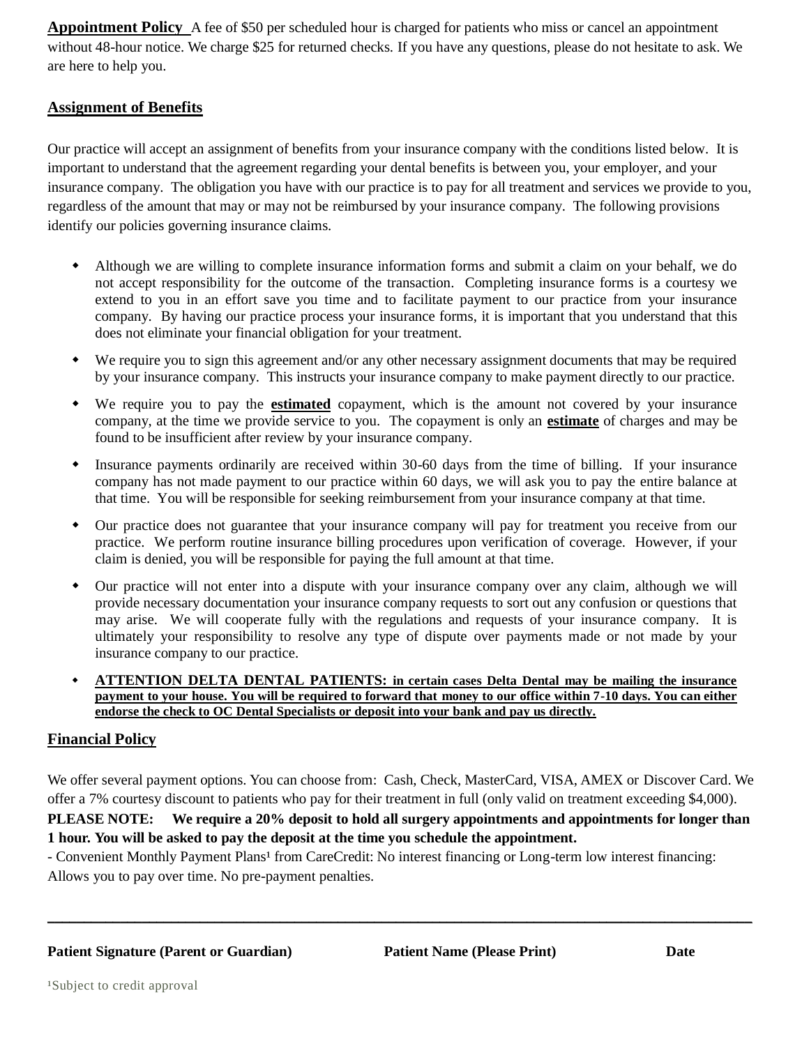**Appointment Policy** A fee of $50 per scheduled hour is charged for patients who miss or cancel an appointment without 48-hour notice. We charge $25 for returned checks. If you have any questions, please do not hesitate to ask. We are here to help you.

## Assignment of Benefits

Our practice will accept an assignment of benefits from your insurance company with the conditions listed below. It is important to understand that the agreement regarding your dental benefits is between you, your employer, and your insurance company. The obligation you have with our practice is to pay for all treatment and services we provide to you, regardless of the amount that may or may not be reimbursed by your insurance company. The following provisions identify our policies governing insurance claims.

- Although we are willing to complete insurance information forms and submit a claim on your behalf, we do not accept responsibility for the outcome of the transaction. Completing insurance forms is a courtesy we extend to you in an effort save you time and to facilitate payment to our practice from your insurance company. By having our practice process your insurance forms, it is important that you understand that this does not eliminate your financial obligation for your treatment.
- We require you to sign this agreement and/or any other necessary assignment documents that may be required by your insurance company. This instructs your insurance company to make payment directly to our practice.
- We require you to pay the **estimated** copayment, which is the amount not covered by your insurance company, at the time we provide service to you. The copayment is only an **estimate** of charges and may be found to be insufficient after review by your insurance company.
- Insurance payments ordinarily are received within 30-60 days from the time of billing. If your insurance company has not made payment to our practice within 60 days, we will ask you to pay the entire balance at that time. You will be responsible for seeking reimbursement from your insurance company at that time.
- Our practice does not guarantee that your insurance company will pay for treatment you receive from our practice. We perform routine insurance billing procedures upon verification of coverage. However, if your claim is denied, you will be responsible for paying the full amount at that time.
- Our practice will not enter into a dispute with your insurance company over any claim, although we will provide necessary documentation your insurance company requests to sort out any confusion or questions that may arise. We will cooperate fully with the regulations and requests of your insurance company. It is ultimately your responsibility to resolve any type of dispute over payments made or not made by your insurance company to our practice.
- **ATTENTION DELTA DENTAL PATIENTS: in certain cases Delta Dental may be mailing the insurance payment to your house. You will be required to forward that money to our office within 7-10 days. You can either endorse the check to OC Dental Specialists or deposit into your bank and pay us directly.**

## Financial Policy

We offer several payment options. You can choose from: Cash, Check, MasterCard, VISA, AMEX or Discover Card. We offer a 7% courtesy discount to patients who pay for their treatment in full (only valid on treatment exceeding $4,000).

**PLEASE NOTE: We require a 20% deposit to hold all surgery appointments and appointments for longer than 1 hour. You will be asked to pay the deposit at the time you schedule the appointment.**

- Convenient Monthly Payment Plans[1] from CareCredit: No interest financing or Long-term low interest financing: Allows you to pay over time. No pre-payment penalties.

______________________________________________________________________________

**Patient Signature (Parent or Guardian)** **Patient Name (Please Print)** **Date**

[1]Subject to credit approval